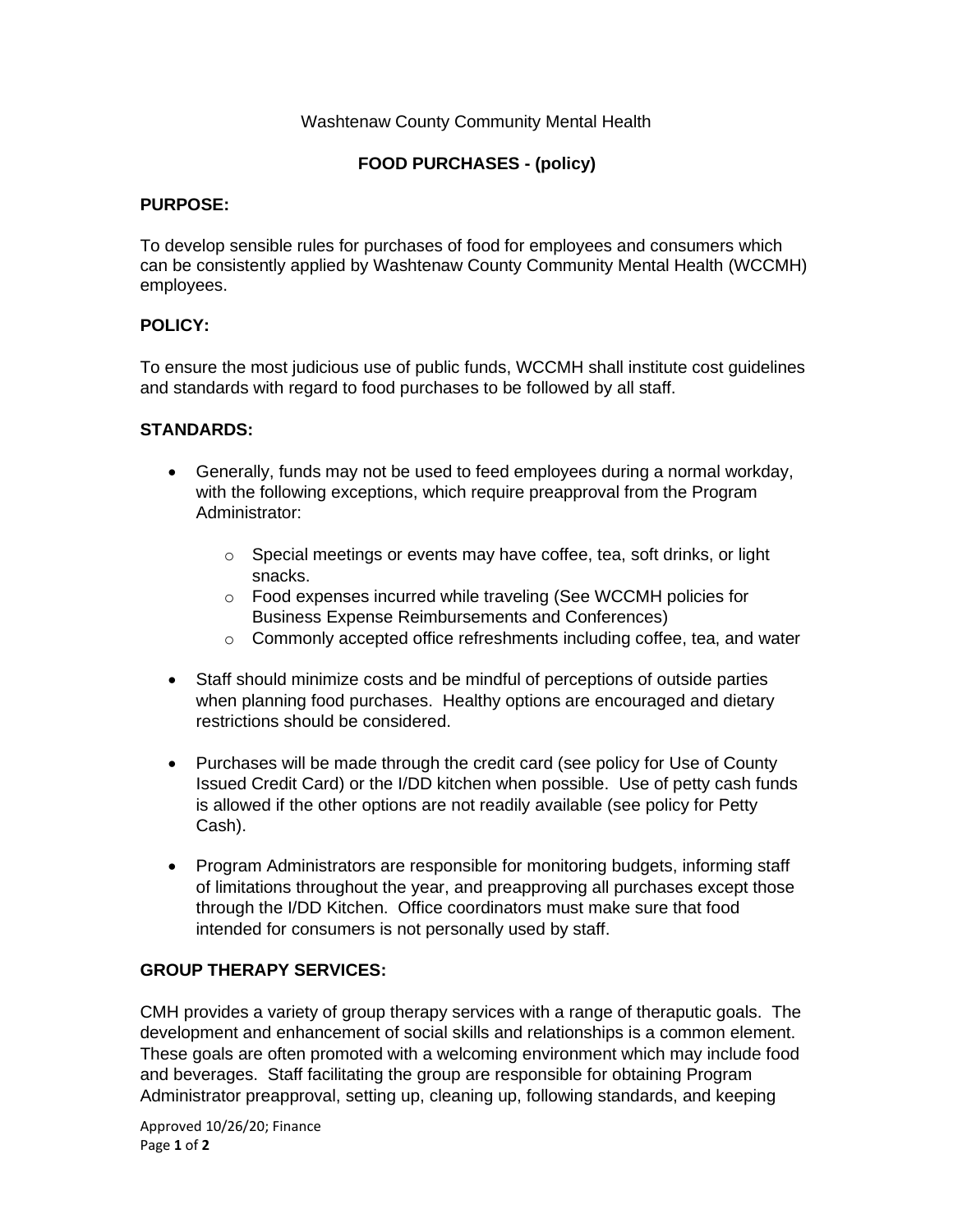Washtenaw County Community Mental Health

# FOOD PURCHASES - (policy)

## PURPOSE:

To develop sensible rules for purchases of food for employees and consumers which can be consistently applied by Washtenaw County Community Mental Health (WCCMH) employees.

## POLICY:

To ensure the most judicious use of public funds, WCCMH shall institute cost guidelines and standards with regard to food purchases to be followed by all staff.

## STANDARDS:

- Generally, funds may not be used to feed employees during a normal workday, with the following exceptions, which require preapproval from the Program Administrator:
  - Special meetings or events may have coffee, tea, soft drinks, or light snacks.
  - Food expenses incurred while traveling (See WCCMH policies for Business Expense Reimbursements and Conferences)
  - Commonly accepted office refreshments including coffee, tea, and water
- Staff should minimize costs and be mindful of perceptions of outside parties when planning food purchases. Healthy options are encouraged and dietary restrictions should be considered.
- Purchases will be made through the credit card (see policy for Use of County Issued Credit Card) or the I/DD kitchen when possible. Use of petty cash funds is allowed if the other options are not readily available (see policy for Petty Cash).
- Program Administrators are responsible for monitoring budgets, informing staff of limitations throughout the year, and preapproving all purchases except those through the I/DD Kitchen. Office coordinators must make sure that food intended for consumers is not personally used by staff.

## GROUP THERAPY SERVICES:

CMH provides a variety of group therapy services with a range of theraputic goals. The development and enhancement of social skills and relationships is a common element. These goals are often promoted with a welcoming environment which may include food and beverages. Staff facilitating the group are responsible for obtaining Program Administrator preapproval, setting up, cleaning up, following standards, and keeping

Approved 10/26/20; Finance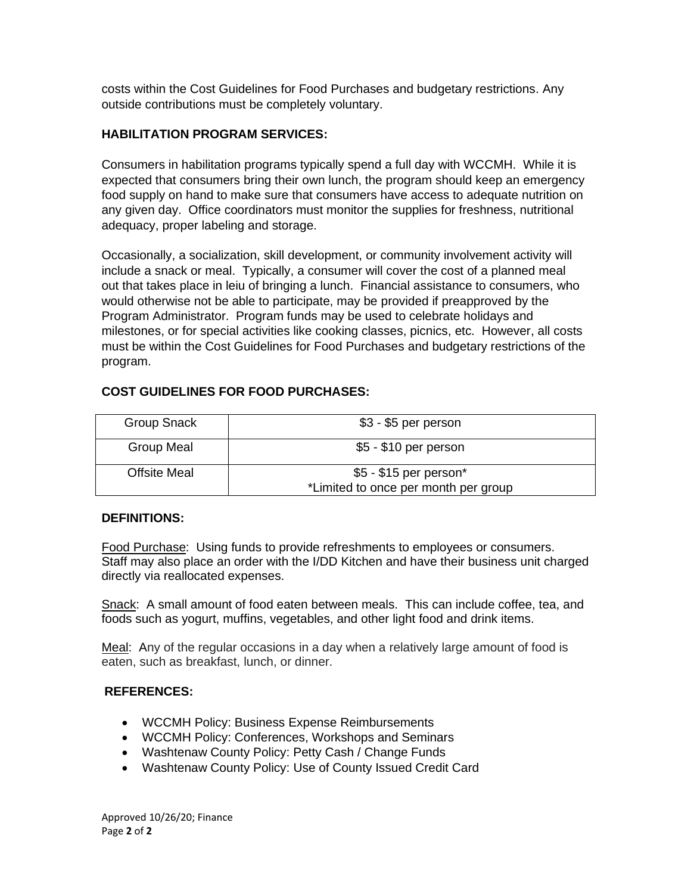costs within the Cost Guidelines for Food Purchases and budgetary restrictions. Any outside contributions must be completely voluntary.

**HABILITATION PROGRAM SERVICES:**

Consumers in habilitation programs typically spend a full day with WCCMH. While it is expected that consumers bring their own lunch, the program should keep an emergency food supply on hand to make sure that consumers have access to adequate nutrition on any given day. Office coordinators must monitor the supplies for freshness, nutritional adequacy, proper labeling and storage.

Occasionally, a socialization, skill development, or community involvement activity will include a snack or meal. Typically, a consumer will cover the cost of a planned meal out that takes place in leiu of bringing a lunch. Financial assistance to consumers, who would otherwise not be able to participate, may be provided if preapproved by the Program Administrator. Program funds may be used to celebrate holidays and milestones, or for special activities like cooking classes, picnics, etc. However, all costs must be within the Cost Guidelines for Food Purchases and budgetary restrictions of the program.

**COST GUIDELINES FOR FOOD PURCHASES:**

| | |
|---|---|
| Group Snack | $3 - $5 per person |
| Group Meal | $5 - $10 per person |
| Offsite Meal | $5 - $15 per person*<br>*Limited to once per month per group |

**DEFINITIONS:**

Food Purchase: Using funds to provide refreshments to employees or consumers. Staff may also place an order with the I/DD Kitchen and have their business unit charged directly via reallocated expenses.

Snack: A small amount of food eaten between meals. This can include coffee, tea, and foods such as yogurt, muffins, vegetables, and other light food and drink items.

Meal: Any of the regular occasions in a day when a relatively large amount of food is eaten, such as breakfast, lunch, or dinner.

**REFERENCES:**

- WCCMH Policy: Business Expense Reimbursements
- WCCMH Policy: Conferences, Workshops and Seminars
- Washtenaw County Policy: Petty Cash / Change Funds
- Washtenaw County Policy: Use of County Issued Credit Card

Approved 10/26/20; Finance